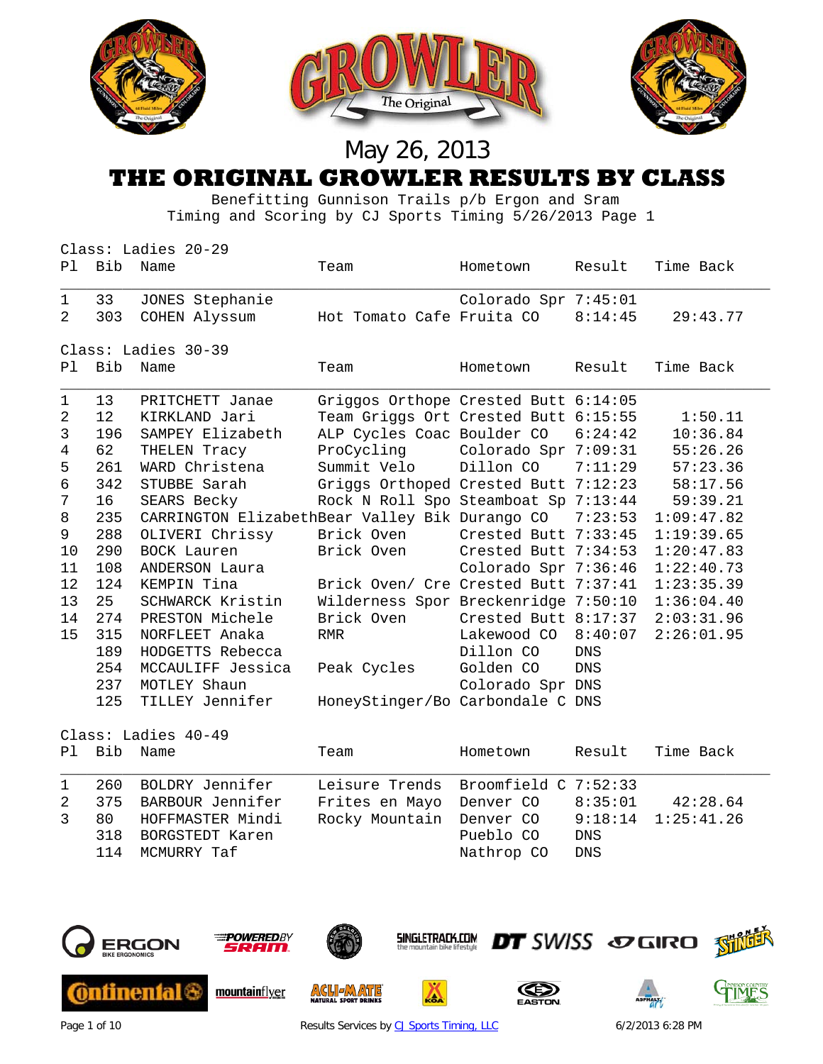May 26, 2013

# THE ORIGINAL GROWLER RESULTS BY CLASS

Benefitting Gunnison Trails p/b Ergon and Sram
Timing and Scoring by CJ Sports Timing 5/26/2013 Page 1

### Class: Ladies 20-29

| Pl | Bib | Name | Team | Hometown | Result | Time Back |
|---|---|---|---|---|---|---|
| 1 | 33 | JONES Stephanie | | Colorado Spr | 7:45:01 | |
| 2 | 303 | COHEN Alyssum | Hot Tomato Cafe | Fruita CO | 8:14:45 | 29:43.77 |

### Class: Ladies 30-39

| Pl | Bib | Name | Team | Hometown | Result | Time Back |
|---|---|---|---|---|---|---|
| 1 | 13 | PRITCHETT Janae | Griggos Orthope | Crested Butt | 6:14:05 | |
| 2 | 12 | KIRKLAND Jari | Team Griggs Ort | Crested Butt | 6:15:55 | 1:50.11 |
| 3 | 196 | SAMPEY Elizabeth | ALP Cycles Coac | Boulder CO | 6:24:42 | 10:36.84 |
| 4 | 62 | THELEN Tracy | ProCycling | Colorado Spr | 7:09:31 | 55:26.26 |
| 5 | 261 | WARD Christena | Summit Velo | Dillon CO | 7:11:29 | 57:23.36 |
| 6 | 342 | STUBBE Sarah | Griggs Orthoped | Crested Butt | 7:12:23 | 58:17.56 |
| 7 | 16 | SEARS Becky | Rock N Roll Spo | Steamboat Sp | 7:13:44 | 59:39.21 |
| 8 | 235 | CARRINGTON Elizabeth | Bear Valley Bik | Durango CO | 7:23:53 | 1:09:47.82 |
| 9 | 288 | OLIVERI Chrissy | Brick Oven | Crested Butt | 7:33:45 | 1:19:39.65 |
| 10 | 290 | BOCK Lauren | Brick Oven | Crested Butt | 7:34:53 | 1:20:47.83 |
| 11 | 108 | ANDERSON Laura | | Colorado Spr | 7:36:46 | 1:22:40.73 |
| 12 | 124 | KEMPIN Tina | Brick Oven/ Cre | Crested Butt | 7:37:41 | 1:23:35.39 |
| 13 | 25 | SCHWARCK Kristin | Wilderness Spor | Breckenridge | 7:50:10 | 1:36:04.40 |
| 14 | 274 | PRESTON Michele | Brick Oven | Crested Butt | 8:17:37 | 2:03:31.96 |
| 15 | 315 | NORFLEET Anaka | RMR | Lakewood CO | 8:40:07 | 2:26:01.95 |
| | 189 | HODGETTS Rebecca | | Dillon CO | DNS | |
| | 254 | MCCAULIFF Jessica | Peak Cycles | Golden CO | DNS | |
| | 237 | MOTLEY Shaun | | Colorado Spr | DNS | |
| | 125 | TILLEY Jennifer | HoneyStinger/Bo | Carbondale C | DNS | |

### Class: Ladies 40-49

| Pl | Bib | Name | Team | Hometown | Result | Time Back |
|---|---|---|---|---|---|---|
| 1 | 260 | BOLDRY Jennifer | Leisure Trends | Broomfield C | 7:52:33 | |
| 2 | 375 | BARBOUR Jennifer | Frites en Mayo | Denver CO | 8:35:01 | 42:28.64 |
| 3 | 80 | HOFFMASTER Mindi | Rocky Mountain | Denver CO | 9:18:14 | 1:25:41.26 |
| | 318 | BORGSTEDT Karen | | Pueblo CO | DNS | |
| | 114 | MCMURRY Taf | | Nathrop CO | DNS | |

Results Services by CJ Sports Timing, LLC

6/2/2013 6:28 PM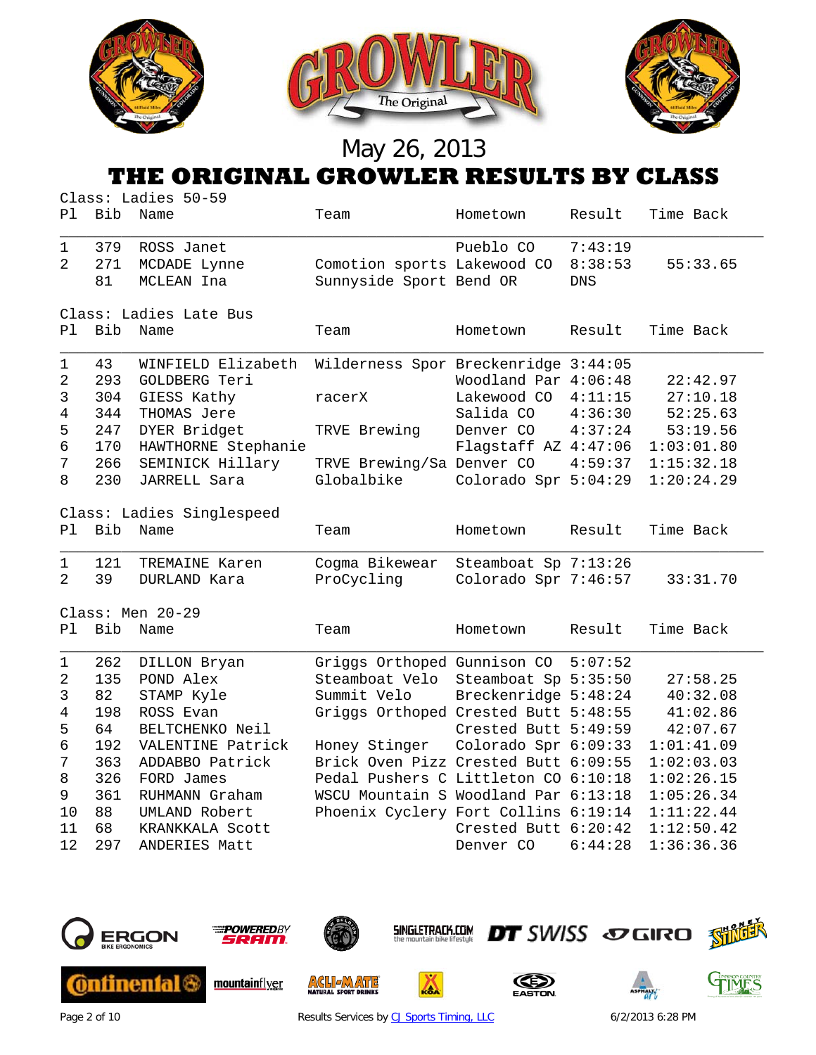May 26, 2013

# THE ORIGINAL GROWLER RESULTS BY CLASS

## Class: Ladies 50-59

| Pl | Bib | Name | Team | Hometown | Result | Time Back |
|---|---|---|---|---|---|---|
| 1 | 379 | ROSS Janet | | Pueblo CO | 7:43:19 | |
| 2 | 271 | MCDADE Lynne | Comotion sports | Lakewood CO | 8:38:53 | 55:33.65 |
| | 81 | MCLEAN Ina | Sunnyside Sport | Bend OR | DNS | |

## Class: Ladies Late Bus

| Pl | Bib | Name | Team | Hometown | Result | Time Back |
|---|---|---|---|---|---|---|
| 1 | 43 | WINFIELD Elizabeth | Wilderness Spor | Breckenridge | 3:44:05 | |
| 2 | 293 | GOLDBERG Teri | | Woodland Par | 4:06:48 | 22:42.97 |
| 3 | 304 | GIESS Kathy | racerX | Lakewood CO | 4:11:15 | 27:10.18 |
| 4 | 344 | THOMAS Jere | | Salida CO | 4:36:30 | 52:25.63 |
| 5 | 247 | DYER Bridget | TRVE Brewing | Denver CO | 4:37:24 | 53:19.56 |
| 6 | 170 | HAWTHORNE Stephanie | | Flagstaff AZ | 4:47:06 | 1:03:01.80 |
| 7 | 266 | SEMINICK Hillary | TRVE Brewing/Sa | Denver CO | 4:59:37 | 1:15:32.18 |
| 8 | 230 | JARRELL Sara | Globalbike | Colorado Spr | 5:04:29 | 1:20:24.29 |

## Class: Ladies Singlespeed

| Pl | Bib | Name | Team | Hometown | Result | Time Back |
|---|---|---|---|---|---|---|
| 1 | 121 | TREMAINE Karen | Cogma Bikewear | Steamboat Sp | 7:13:26 | |
| 2 | 39 | DURLAND Kara | ProCycling | Colorado Spr | 7:46:57 | 33:31.70 |

## Class: Men 20-29

| Pl | Bib | Name | Team | Hometown | Result | Time Back |
|---|---|---|---|---|---|---|
| 1 | 262 | DILLON Bryan | Griggs Orthoped | Gunnison CO | 5:07:52 | |
| 2 | 135 | POND Alex | Steamboat Velo | Steamboat Sp | 5:35:50 | 27:58.25 |
| 3 | 82 | STAMP Kyle | Summit Velo | Breckenridge | 5:48:24 | 40:32.08 |
| 4 | 198 | ROSS Evan | Griggs Orthoped | Crested Butt | 5:48:55 | 41:02.86 |
| 5 | 64 | BELTCHENKO Neil | | Crested Butt | 5:49:59 | 42:07.67 |
| 6 | 192 | VALENTINE Patrick | Honey Stinger | Colorado Spr | 6:09:33 | 1:01:41.09 |
| 7 | 363 | ADDABBO Patrick | Brick Oven Pizz | Crested Butt | 6:09:55 | 1:02:03.03 |
| 8 | 326 | FORD James | Pedal Pushers C | Littleton CO | 6:10:18 | 1:02:26.15 |
| 9 | 361 | RUHMANN Graham | WSCU Mountain S | Woodland Par | 6:13:18 | 1:05:26.34 |
| 10 | 88 | UMLAND Robert | Phoenix Cyclery | Fort Collins | 6:19:14 | 1:11:22.44 |
| 11 | 68 | KRANKKALA Scott | | Crested Butt | 6:20:42 | 1:12:50.42 |
| 12 | 297 | ANDERIES Matt | | Denver CO | 6:44:28 | 1:36:36.36 |

Results Services by CJ Sports Timing, LLC

6/2/2013 6:28 PM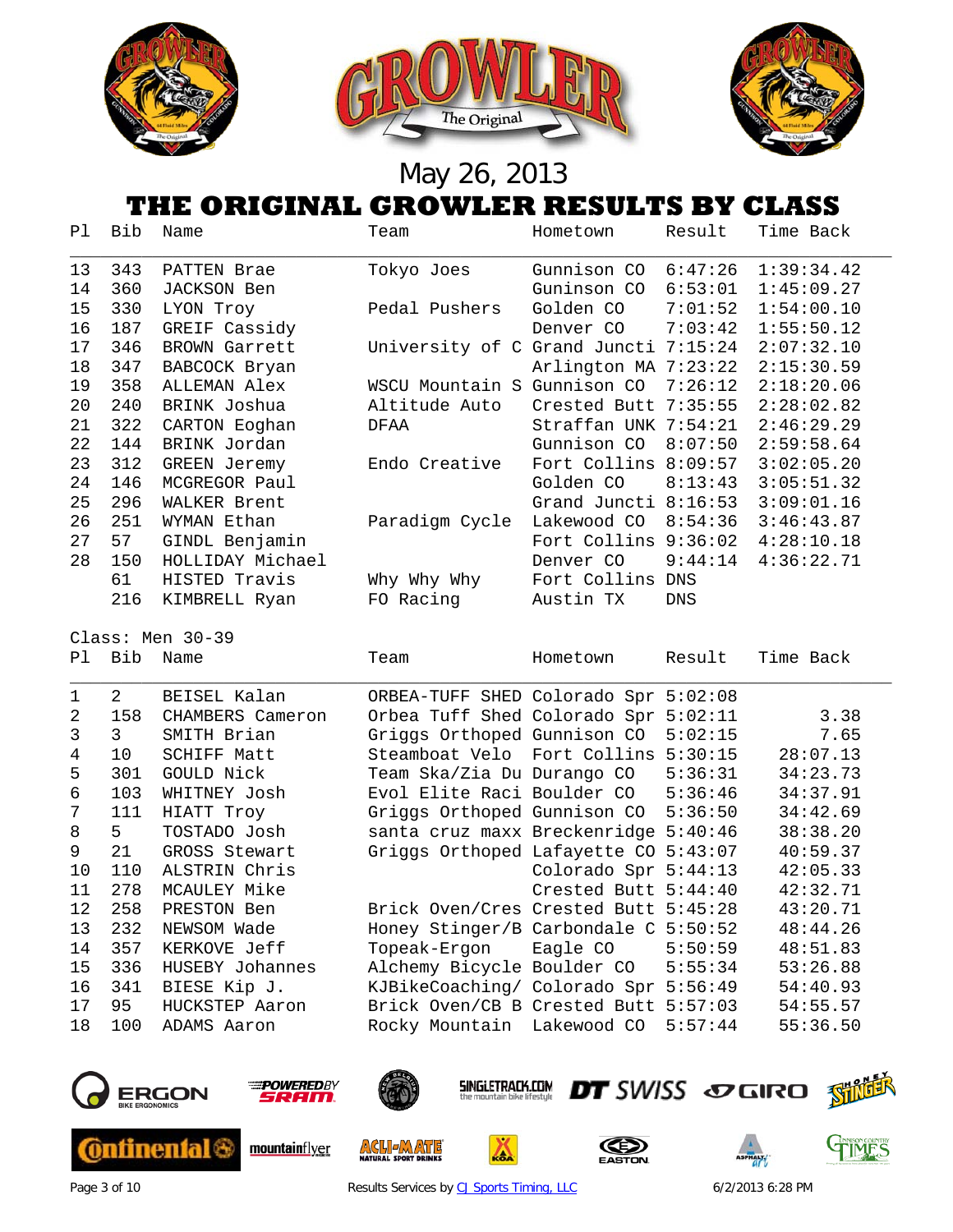May 26, 2013

# THE ORIGINAL GROWLER RESULTS BY CLASS

| Pl | Bib | Name | Team | Hometown | Result | Time Back |
|---|---|---|---|---|---|---|
| 13 | 343 | PATTEN Brae | Tokyo Joes | Gunnison CO | 6:47:26 | 1:39:34.42 |
| 14 | 360 | JACKSON Ben | | Guninson CO | 6:53:01 | 1:45:09.27 |
| 15 | 330 | LYON Troy | Pedal Pushers | Golden CO | 7:01:52 | 1:54:00.10 |
| 16 | 187 | GREIF Cassidy | | Denver CO | 7:03:42 | 1:55:50.12 |
| 17 | 346 | BROWN Garrett | University of C | Grand Juncti | 7:15:24 | 2:07:32.10 |
| 18 | 347 | BABCOCK Bryan | | Arlington MA | 7:23:22 | 2:15:30.59 |
| 19 | 358 | ALLEMAN Alex | WSCU Mountain S | Gunnison CO | 7:26:12 | 2:18:20.06 |
| 20 | 240 | BRINK Joshua | Altitude Auto | Crested Butt | 7:35:55 | 2:28:02.82 |
| 21 | 322 | CARTON Eoghan | DFAA | Straffan UNK | 7:54:21 | 2:46:29.29 |
| 22 | 144 | BRINK Jordan | | Gunnison CO | 8:07:50 | 2:59:58.64 |
| 23 | 312 | GREEN Jeremy | Endo Creative | Fort Collins | 8:09:57 | 3:02:05.20 |
| 24 | 146 | MCGREGOR Paul | | Golden CO | 8:13:43 | 3:05:51.32 |
| 25 | 296 | WALKER Brent | | Grand Juncti | 8:16:53 | 3:09:01.16 |
| 26 | 251 | WYMAN Ethan | Paradigm Cycle | Lakewood CO | 8:54:36 | 3:46:43.87 |
| 27 | 57 | GINDL Benjamin | | Fort Collins | 9:36:02 | 4:28:10.18 |
| 28 | 150 | HOLLIDAY Michael | | Denver CO | 9:44:14 | 4:36:22.71 |
| | 61 | HISTED Travis | Why Why Why | Fort Collins | DNS | |
| | 216 | KIMBRELL Ryan | FO Racing | Austin TX | DNS | |

Class: Men 30-39

| Pl | Bib | Name | Team | Hometown | Result | Time Back |
|---|---|---|---|---|---|---|
| 1 | 2 | BEISEL Kalan | ORBEA-TUFF SHED | Colorado Spr | 5:02:08 | |
| 2 | 158 | CHAMBERS Cameron | Orbea Tuff Shed | Colorado Spr | 5:02:11 | 3.38 |
| 3 | 3 | SMITH Brian | Griggs Orthoped | Gunnison CO | 5:02:15 | 7.65 |
| 4 | 10 | SCHIFF Matt | Steamboat Velo | Fort Collins | 5:30:15 | 28:07.13 |
| 5 | 301 | GOULD Nick | Team Ska/Zia Du | Durango CO | 5:36:31 | 34:23.73 |
| 6 | 103 | WHITNEY Josh | Evol Elite Raci | Boulder CO | 5:36:46 | 34:37.91 |
| 7 | 111 | HIATT Troy | Griggs Orthoped | Gunnison CO | 5:36:50 | 34:42.69 |
| 8 | 5 | TOSTADO Josh | santa cruz maxx | Breckenridge | 5:40:46 | 38:38.20 |
| 9 | 21 | GROSS Stewart | Griggs Orthoped | Lafayette CO | 5:43:07 | 40:59.37 |
| 10 | 110 | ALSTRIN Chris | | Colorado Spr | 5:44:13 | 42:05.33 |
| 11 | 278 | MCAULEY Mike | | Crested Butt | 5:44:40 | 42:32.71 |
| 12 | 258 | PRESTON Ben | Brick Oven/Cres | Crested Butt | 5:45:28 | 43:20.71 |
| 13 | 232 | NEWSOM Wade | Honey Stinger/B | Carbondale C | 5:50:52 | 48:44.26 |
| 14 | 357 | KERKOVE Jeff | Topeak-Ergon | Eagle CO | 5:50:59 | 48:51.83 |
| 15 | 336 | HUSEBY Johannes | Alchemy Bicycle | Boulder CO | 5:55:34 | 53:26.88 |
| 16 | 341 | BIESE Kip J. | KJBikeCoaching/ | Colorado Spr | 5:56:49 | 54:40.93 |
| 17 | 95 | HUCKSTEP Aaron | Brick Oven/CB B | Crested Butt | 5:57:03 | 54:55.57 |
| 18 | 100 | ADAMS Aaron | Rocky Mountain | Lakewood CO | 5:57:44 | 55:36.50 |

Results Services by CJ Sports Timing, LLC

6/2/2013 6:28 PM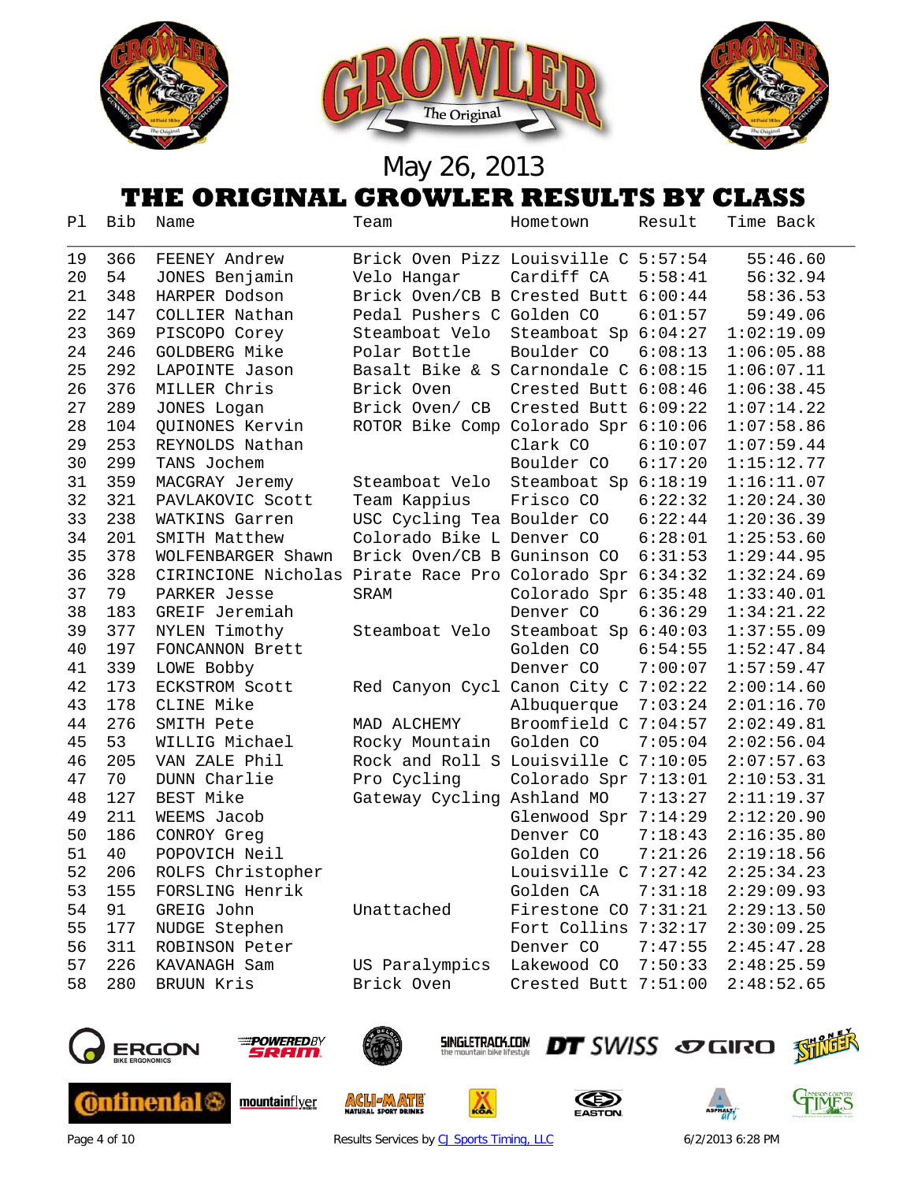May 26, 2013

# THE ORIGINAL GROWLER RESULTS BY CLASS

| Pl | Bib | Name | Team | Hometown | Result | Time Back |
|---|---|---|---|---|---|---|
| 19 | 366 | FEENEY Andrew | Brick Oven Pizz | Louisville C | 5:57:54 | 55:46.60 |
| 20 | 54 | JONES Benjamin | Velo Hangar | Cardiff CA | 5:58:41 | 56:32.94 |
| 21 | 348 | HARPER Dodson | Brick Oven/CB B | Crested Butt | 6:00:44 | 58:36.53 |
| 22 | 147 | COLLIER Nathan | Pedal Pushers C | Golden CO | 6:01:57 | 59:49.06 |
| 23 | 369 | PISCOPO Corey | Steamboat Velo | Steamboat Sp | 6:04:27 | 1:02:19.09 |
| 24 | 246 | GOLDBERG Mike | Polar Bottle | Boulder CO | 6:08:13 | 1:06:05.88 |
| 25 | 292 | LAPOINTE Jason | Basalt Bike & S | Carnondale C | 6:08:15 | 1:06:07.11 |
| 26 | 376 | MILLER Chris | Brick Oven | Crested Butt | 6:08:46 | 1:06:38.45 |
| 27 | 289 | JONES Logan | Brick Oven/ CB | Crested Butt | 6:09:22 | 1:07:14.22 |
| 28 | 104 | QUINONES Kervin | ROTOR Bike Comp | Colorado Spr | 6:10:06 | 1:07:58.86 |
| 29 | 253 | REYNOLDS Nathan | | Clark CO | 6:10:07 | 1:07:59.44 |
| 30 | 299 | TANS Jochem | | Boulder CO | 6:17:20 | 1:15:12.77 |
| 31 | 359 | MACGRAY Jeremy | Steamboat Velo | Steamboat Sp | 6:18:19 | 1:16:11.07 |
| 32 | 321 | PAVLAKOVIC Scott | Team Kappius | Frisco CO | 6:22:32 | 1:20:24.30 |
| 33 | 238 | WATKINS Garren | USC Cycling Tea | Boulder CO | 6:22:44 | 1:20:36.39 |
| 34 | 201 | SMITH Matthew | Colorado Bike L | Denver CO | 6:28:01 | 1:25:53.60 |
| 35 | 378 | WOLFENBARGER Shawn | Brick Oven/CB B | Guninson CO | 6:31:53 | 1:29:44.95 |
| 36 | 328 | CIRINCIONE Nicholas | Pirate Race Pro | Colorado Spr | 6:34:32 | 1:32:24.69 |
| 37 | 79 | PARKER Jesse | SRAM | Colorado Spr | 6:35:48 | 1:33:40.01 |
| 38 | 183 | GREIF Jeremiah | | Denver CO | 6:36:29 | 1:34:21.22 |
| 39 | 377 | NYLEN Timothy | Steamboat Velo | Steamboat Sp | 6:40:03 | 1:37:55.09 |
| 40 | 197 | FONCANNON Brett | | Golden CO | 6:54:55 | 1:52:47.84 |
| 41 | 339 | LOWE Bobby | | Denver CO | 7:00:07 | 1:57:59.47 |
| 42 | 173 | ECKSTROM Scott | Red Canyon Cycl | Canon City C | 7:02:22 | 2:00:14.60 |
| 43 | 178 | CLINE Mike | | Albuquerque | 7:03:24 | 2:01:16.70 |
| 44 | 276 | SMITH Pete | MAD ALCHEMY | Broomfield C | 7:04:57 | 2:02:49.81 |
| 45 | 53 | WILLIG Michael | Rocky Mountain | Golden CO | 7:05:04 | 2:02:56.04 |
| 46 | 205 | VAN ZALE Phil | Rock and Roll S | Louisville C | 7:10:05 | 2:07:57.63 |
| 47 | 70 | DUNN Charlie | Pro Cycling | Colorado Spr | 7:13:01 | 2:10:53.31 |
| 48 | 127 | BEST Mike | Gateway Cycling | Ashland MO | 7:13:27 | 2:11:19.37 |
| 49 | 211 | WEEMS Jacob | | Glenwood Spr | 7:14:29 | 2:12:20.90 |
| 50 | 186 | CONROY Greg | | Denver CO | 7:18:43 | 2:16:35.80 |
| 51 | 40 | POPOVICH Neil | | Golden CO | 7:21:26 | 2:19:18.56 |
| 52 | 206 | ROLFS Christopher | | Louisville C | 7:27:42 | 2:25:34.23 |
| 53 | 155 | FORSLING Henrik | | Golden CA | 7:31:18 | 2:29:09.93 |
| 54 | 91 | GREIG John | Unattached | Firestone CO | 7:31:21 | 2:29:13.50 |
| 55 | 177 | NUDGE Stephen | | Fort Collins | 7:32:17 | 2:30:09.25 |
| 56 | 311 | ROBINSON Peter | | Denver CO | 7:47:55 | 2:45:47.28 |
| 57 | 226 | KAVANAGH Sam | US Paralympics | Lakewood CO | 7:50:33 | 2:48:25.59 |
| 58 | 280 | BRUUN Kris | Brick Oven | Crested Butt | 7:51:00 | 2:48:52.65 |

Results Services by CJ Sports Timing, LLC    6/2/2013 6:28 PM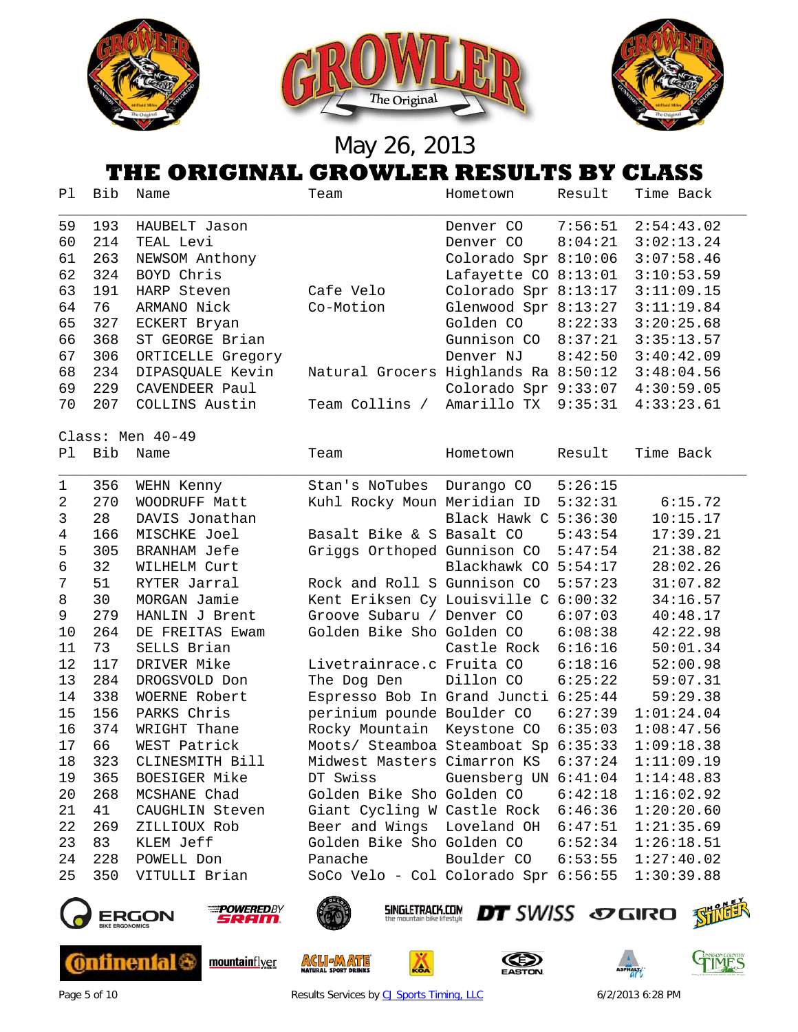May 26, 2013

# THE ORIGINAL GROWLER RESULTS BY CLASS

| Pl | Bib | Name | Team | Hometown | Result | Time Back |
|---|---|---|---|---|---|---|
| 59 | 193 | HAUBELT Jason | | Denver CO | 7:56:51 | 2:54:43.02 |
| 60 | 214 | TEAL Levi | | Denver CO | 8:04:21 | 3:02:13.24 |
| 61 | 263 | NEWSOM Anthony | | Colorado Spr | 8:10:06 | 3:07:58.46 |
| 62 | 324 | BOYD Chris | | Lafayette CO | 8:13:01 | 3:10:53.59 |
| 63 | 191 | HARP Steven | Cafe Velo | Colorado Spr | 8:13:17 | 3:11:09.15 |
| 64 | 76 | ARMANO Nick | Co-Motion | Glenwood Spr | 8:13:27 | 3:11:19.84 |
| 65 | 327 | ECKERT Bryan | | Golden CO | 8:22:33 | 3:20:25.68 |
| 66 | 368 | ST GEORGE Brian | | Gunnison CO | 8:37:21 | 3:35:13.57 |
| 67 | 306 | ORTICELLE Gregory | | Denver NJ | 8:42:50 | 3:40:42.09 |
| 68 | 234 | DIPASQUALE Kevin | Natural Grocers | Highlands Ra | 8:50:12 | 3:48:04.56 |
| 69 | 229 | CAVENDEER Paul | | Colorado Spr | 9:33:07 | 4:30:59.05 |
| 70 | 207 | COLLINS Austin | Team Collins / | Amarillo TX | 9:35:31 | 4:33:23.61 |

Class: Men 40-49

| Pl | Bib | Name | Team | Hometown | Result | Time Back |
|---|---|---|---|---|---|---|
| 1 | 356 | WEHN Kenny | Stan's NoTubes | Durango CO | 5:26:15 | |
| 2 | 270 | WOODRUFF Matt | Kuhl Rocky Moun | Meridian ID | 5:32:31 | 6:15.72 |
| 3 | 28 | DAVIS Jonathan | | Black Hawk C | 5:36:30 | 10:15.17 |
| 4 | 166 | MISCHKE Joel | Basalt Bike & S | Basalt CO | 5:43:54 | 17:39.21 |
| 5 | 305 | BRANHAM Jefe | Griggs Orthoped | Gunnison CO | 5:47:54 | 21:38.82 |
| 6 | 32 | WILHELM Curt | | Blackhawk CO | 5:54:17 | 28:02.26 |
| 7 | 51 | RYTER Jarral | Rock and Roll S | Gunnison CO | 5:57:23 | 31:07.82 |
| 8 | 30 | MORGAN Jamie | Kent Eriksen Cy | Louisville C | 6:00:32 | 34:16.57 |
| 9 | 279 | HANLIN J Brent | Groove Subaru / | Denver CO | 6:07:03 | 40:48.17 |
| 10 | 264 | DE FREITAS Ewam | Golden Bike Sho | Golden CO | 6:08:38 | 42:22.98 |
| 11 | 73 | SELLS Brian | | Castle Rock | 6:16:16 | 50:01.34 |
| 12 | 117 | DRIVER Mike | Livetrainrace.c | Fruita CO | 6:18:16 | 52:00.98 |
| 13 | 284 | DROGSVOLD Don | The Dog Den | Dillon CO | 6:25:22 | 59:07.31 |
| 14 | 338 | WOERNE Robert | Espresso Bob In | Grand Juncti | 6:25:44 | 59:29.38 |
| 15 | 156 | PARKS Chris | perinium pounde | Boulder CO | 6:27:39 | 1:01:24.04 |
| 16 | 374 | WRIGHT Thane | Rocky Mountain | Keystone CO | 6:35:03 | 1:08:47.56 |
| 17 | 66 | WEST Patrick | Moots/ Steamboa | Steamboat Sp | 6:35:33 | 1:09:18.38 |
| 18 | 323 | CLINESMITH Bill | Midwest Masters | Cimarron KS | 6:37:24 | 1:11:09.19 |
| 19 | 365 | BOESIGER Mike | DT Swiss | Guensberg UN | 6:41:04 | 1:14:48.83 |
| 20 | 268 | MCSHANE Chad | Golden Bike Sho | Golden CO | 6:42:18 | 1:16:02.92 |
| 21 | 41 | CAUGHLIN Steven | Giant Cycling W | Castle Rock | 6:46:36 | 1:20:20.60 |
| 22 | 269 | ZILLIOUX Rob | Beer and Wings | Loveland OH | 6:47:51 | 1:21:35.69 |
| 23 | 83 | KLEM Jeff | Golden Bike Sho | Golden CO | 6:52:34 | 1:26:18.51 |
| 24 | 228 | POWELL Don | Panache | Boulder CO | 6:53:55 | 1:27:40.02 |
| 25 | 350 | VITULLI Brian | SoCo Velo - Col | Colorado Spr | 6:56:55 | 1:30:39.88 |

Results Services by CJ Sports Timing, LLC

6/2/2013 6:28 PM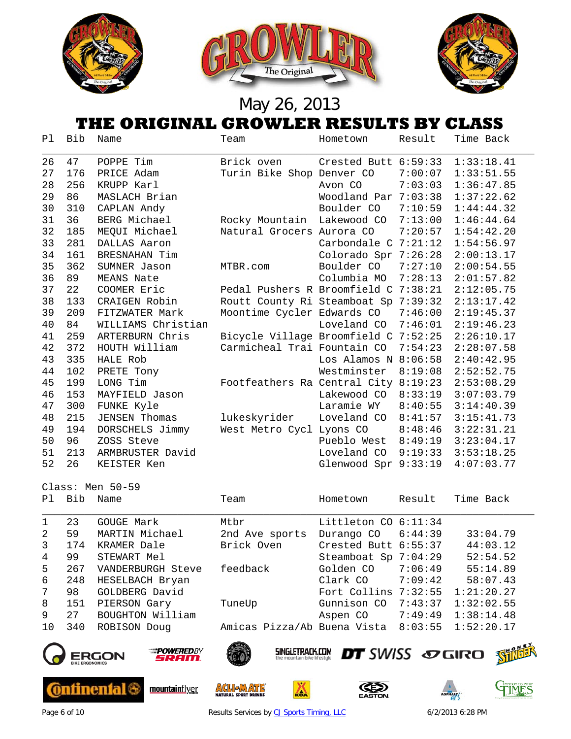May 26, 2013

# THE ORIGINAL GROWLER RESULTS BY CLASS

| Pl | Bib | Name | Team | Hometown | Result | Time Back |
|---|---|---|---|---|---|---|
| 26 | 47 | POPPE Tim | Brick oven | Crested Butt | 6:59:33 | 1:33:18.41 |
| 27 | 176 | PRICE Adam | Turin Bike Shop | Denver CO | 7:00:07 | 1:33:51.55 |
| 28 | 256 | KRUPP Karl | | Avon CO | 7:03:03 | 1:36:47.85 |
| 29 | 86 | MASLACH Brian | | Woodland Par | 7:03:38 | 1:37:22.62 |
| 30 | 310 | CAPLAN Andy | | Boulder CO | 7:10:59 | 1:44:44.32 |
| 31 | 36 | BERG Michael | Rocky Mountain | Lakewood CO | 7:13:00 | 1:46:44.64 |
| 32 | 185 | MEQUI Michael | Natural Grocers | Aurora CO | 7:20:57 | 1:54:42.20 |
| 33 | 281 | DALLAS Aaron | | Carbondale C | 7:21:12 | 1:54:56.97 |
| 34 | 161 | BRESNAHAN Tim | | Colorado Spr | 7:26:28 | 2:00:13.17 |
| 35 | 362 | SUMNER Jason | MTBR.com | Boulder CO | 7:27:10 | 2:00:54.55 |
| 36 | 89 | MEANS Nate | | Columbia MO | 7:28:13 | 2:01:57.82 |
| 37 | 22 | COOMER Eric | Pedal Pushers R | Broomfield C | 7:38:21 | 2:12:05.75 |
| 38 | 133 | CRAIGEN Robin | Routt County Ri | Steamboat Sp | 7:39:32 | 2:13:17.42 |
| 39 | 209 | FITZWATER Mark | Moontime Cycler | Edwards CO | 7:46:00 | 2:19:45.37 |
| 40 | 84 | WILLIAMS Christian | | Loveland CO | 7:46:01 | 2:19:46.23 |
| 41 | 259 | ARTERBURN Chris | Bicycle Village | Broomfield C | 7:52:25 | 2:26:10.17 |
| 42 | 372 | HOUTH William | Carmicheal Trai | Fountain CO | 7:54:23 | 2:28:07.58 |
| 43 | 335 | HALE Rob | | Los Alamos N | 8:06:58 | 2:40:42.95 |
| 44 | 102 | PRETE Tony | | Westminster | 8:19:08 | 2:52:52.75 |
| 45 | 199 | LONG Tim | Footfeathers Ra | Central City | 8:19:23 | 2:53:08.29 |
| 46 | 153 | MAYFIELD Jason | | Lakewood CO | 8:33:19 | 3:07:03.79 |
| 47 | 300 | FUNKE Kyle | | Laramie WY | 8:40:55 | 3:14:40.39 |
| 48 | 215 | JENSEN Thomas | lukeskyrider | Loveland CO | 8:41:57 | 3:15:41.73 |
| 49 | 194 | DORSCHELS Jimmy | West Metro Cycl | Lyons CO | 8:48:46 | 3:22:31.21 |
| 50 | 96 | ZOSS Steve | | Pueblo West | 8:49:19 | 3:23:04.17 |
| 51 | 213 | ARMBRUSTER David | | Loveland CO | 9:19:33 | 3:53:18.25 |
| 52 | 26 | KEISTER Ken | | Glenwood Spr | 9:33:19 | 4:07:03.77 |

Class: Men 50-59

| Pl | Bib | Name | Team | Hometown | Result | Time Back |
|---|---|---|---|---|---|---|
| 1 | 23 | GOUGE Mark | Mtbr | Littleton CO | 6:11:34 | |
| 2 | 59 | MARTIN Michael | 2nd Ave sports | Durango CO | 6:44:39 | 33:04.79 |
| 3 | 174 | KRAMER Dale | Brick Oven | Crested Butt | 6:55:37 | 44:03.12 |
| 4 | 99 | STEWART Mel | | Steamboat Sp | 7:04:29 | 52:54.52 |
| 5 | 267 | VANDERBURGH Steve | feedback | Golden CO | 7:06:49 | 55:14.89 |
| 6 | 248 | HESELBACH Bryan | | Clark CO | 7:09:42 | 58:07.43 |
| 7 | 98 | GOLDBERG David | | Fort Collins | 7:32:55 | 1:21:20.27 |
| 8 | 151 | PIERSON Gary | TuneUp | Gunnison CO | 7:43:37 | 1:32:02.55 |
| 9 | 27 | BOUGHTON William | | Aspen CO | 7:49:49 | 1:38:14.48 |
| 10 | 340 | ROBISON Doug | Amicas Pizza/Ab | Buena Vista | 8:03:55 | 1:52:20.17 |

Results Services by CJ Sports Timing, LLC

6/2/2013 6:28 PM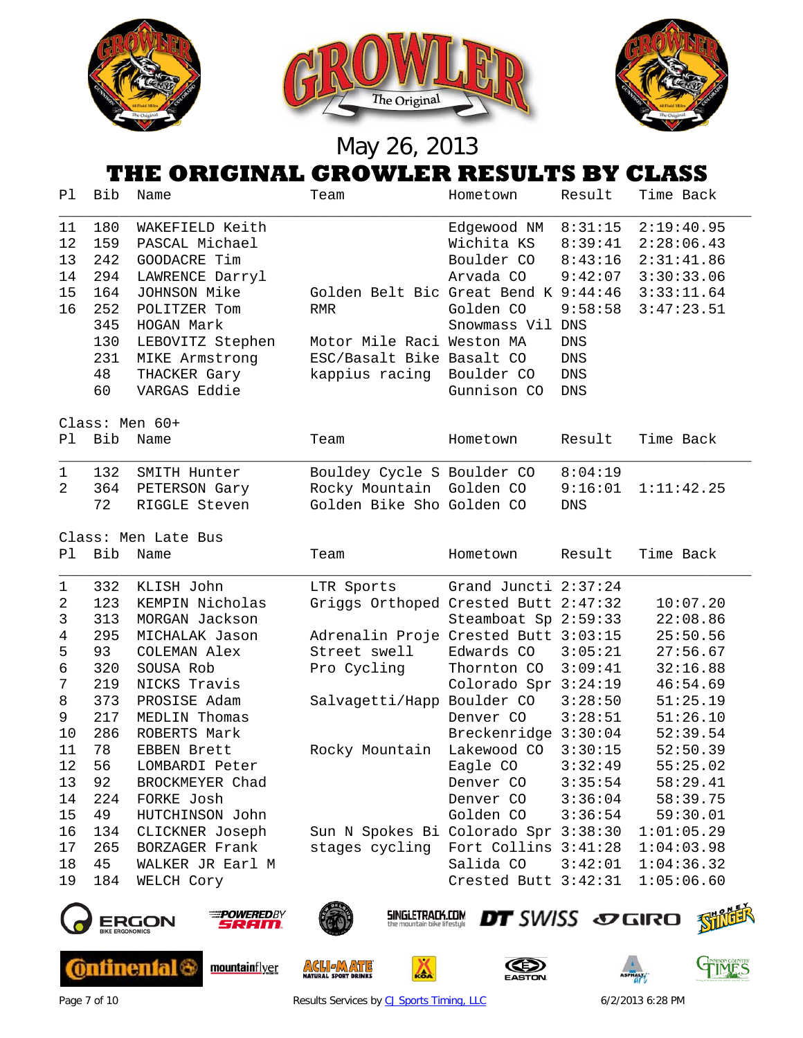May 26, 2013

# THE ORIGINAL GROWLER RESULTS BY CLASS

| Pl | Bib | Name | Team | Hometown | Result | Time Back |
|---|---|---|---|---|---|---|
| 11 | 180 | WAKEFIELD Keith | | Edgewood NM | 8:31:15 | 2:19:40.95 |
| 12 | 159 | PASCAL Michael | | Wichita KS | 8:39:41 | 2:28:06.43 |
| 13 | 242 | GOODACRE Tim | | Boulder CO | 8:43:16 | 2:31:41.86 |
| 14 | 294 | LAWRENCE Darryl | | Arvada CO | 9:42:07 | 3:30:33.06 |
| 15 | 164 | JOHNSON Mike | Golden Belt Bic | Great Bend K | 9:44:46 | 3:33:11.64 |
| 16 | 252 | POLITZER Tom | RMR | Golden CO | 9:58:58 | 3:47:23.51 |
| | 345 | HOGAN Mark | | Snowmass Vil | DNS | |
| | 130 | LEBOVITZ Stephen | Motor Mile Raci | Weston MA | DNS | |
| | 231 | MIKE Armstrong | ESC/Basalt Bike | Basalt CO | DNS | |
| | 48 | THACKER Gary | kappius racing | Boulder CO | DNS | |
| | 60 | VARGAS Eddie | | Gunnison CO | DNS | |

Class: Men 60+

| Pl | Bib | Name | Team | Hometown | Result | Time Back |
|---|---|---|---|---|---|---|
| 1 | 132 | SMITH Hunter | Bouldey Cycle S | Boulder CO | 8:04:19 | |
| 2 | 364 | PETERSON Gary | Rocky Mountain | Golden CO | 9:16:01 | 1:11:42.25 |
| | 72 | RIGGLE Steven | Golden Bike Sho | Golden CO | DNS | |

Class: Men Late Bus

| Pl | Bib | Name | Team | Hometown | Result | Time Back |
|---|---|---|---|---|---|---|
| 1 | 332 | KLISH John | LTR Sports | Grand Juncti | 2:37:24 | |
| 2 | 123 | KEMPIN Nicholas | Griggs Orthoped | Crested Butt | 2:47:32 | 10:07.20 |
| 3 | 313 | MORGAN Jackson | | Steamboat Sp | 2:59:33 | 22:08.86 |
| 4 | 295 | MICHALAK Jason | Adrenalin Proje | Crested Butt | 3:03:15 | 25:50.56 |
| 5 | 93 | COLEMAN Alex | Street swell | Edwards CO | 3:05:21 | 27:56.67 |
| 6 | 320 | SOUSA Rob | Pro Cycling | Thornton CO | 3:09:41 | 32:16.88 |
| 7 | 219 | NICKS Travis | | Colorado Spr | 3:24:19 | 46:54.69 |
| 8 | 373 | PROSISE Adam | Salvagetti/Happ | Boulder CO | 3:28:50 | 51:25.19 |
| 9 | 217 | MEDLIN Thomas | | Denver CO | 3:28:51 | 51:26.10 |
| 10 | 286 | ROBERTS Mark | | Breckenridge | 3:30:04 | 52:39.54 |
| 11 | 78 | EBBEN Brett | Rocky Mountain | Lakewood CO | 3:30:15 | 52:50.39 |
| 12 | 56 | LOMBARDI Peter | | Eagle CO | 3:32:49 | 55:25.02 |
| 13 | 92 | BROCKMEYER Chad | | Denver CO | 3:35:54 | 58:29.41 |
| 14 | 224 | FORKE Josh | | Denver CO | 3:36:04 | 58:39.75 |
| 15 | 49 | HUTCHINSON John | | Golden CO | 3:36:54 | 59:30.01 |
| 16 | 134 | CLICKNER Joseph | Sun N Spokes Bi | Colorado Spr | 3:38:30 | 1:01:05.29 |
| 17 | 265 | BORZAGER Frank | stages cycling | Fort Collins | 3:41:28 | 1:04:03.98 |
| 18 | 45 | WALKER JR Earl M | | Salida CO | 3:42:01 | 1:04:36.32 |
| 19 | 184 | WELCH Cory | | Crested Butt | 3:42:31 | 1:05:06.60 |

Results Services by CJ Sports Timing, LLC 6/2/2013 6:28 PM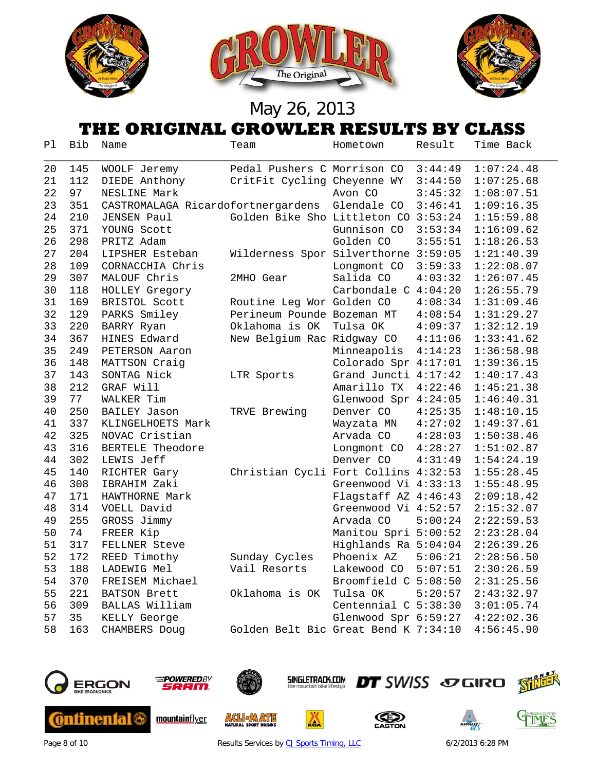May 26, 2013

# THE ORIGINAL GROWLER RESULTS BY CLASS

| Pl | Bib | Name | Team | Hometown | Result | Time Back |
|---|---|---|---|---|---|---|
| 20 | 145 | WOOLF Jeremy | Pedal Pushers C | Morrison CO | 3:44:49 | 1:07:24.48 |
| 21 | 112 | DIEDE Anthony | CritFit Cycling | Cheyenne WY | 3:44:50 | 1:07:25.68 |
| 22 | 97 | NESLINE Mark | | Avon CO | 3:45:32 | 1:08:07.51 |
| 23 | 351 | CASTROMALAGA Ricardo | fortnergardens | Glendale CO | 3:46:41 | 1:09:16.35 |
| 24 | 210 | JENSEN Paul | Golden Bike Sho | Littleton CO | 3:53:24 | 1:15:59.88 |
| 25 | 371 | YOUNG Scott | | Gunnison CO | 3:53:34 | 1:16:09.62 |
| 26 | 298 | PRITZ Adam | | Golden CO | 3:55:51 | 1:18:26.53 |
| 27 | 204 | LIPSHER Esteban | Wilderness Spor | Silverthorne | 3:59:05 | 1:21:40.39 |
| 28 | 109 | CORNACCHIA Chris | | Longmont CO | 3:59:33 | 1:22:08.07 |
| 29 | 307 | MALOUF Chris | 2MHO Gear | Salida CO | 4:03:32 | 1:26:07.45 |
| 30 | 118 | HOLLEY Gregory | | Carbondale C | 4:04:20 | 1:26:55.79 |
| 31 | 169 | BRISTOL Scott | Routine Leg Wor | Golden CO | 4:08:34 | 1:31:09.46 |
| 32 | 129 | PARKS Smiley | Perineum Pounde | Bozeman MT | 4:08:54 | 1:31:29.27 |
| 33 | 220 | BARRY Ryan | Oklahoma is OK | Tulsa OK | 4:09:37 | 1:32:12.19 |
| 34 | 367 | HINES Edward | New Belgium Rac | Ridgway CO | 4:11:06 | 1:33:41.62 |
| 35 | 249 | PETERSON Aaron | | Minneapolis | 4:14:23 | 1:36:58.98 |
| 36 | 148 | MATTSON Craig | | Colorado Spr | 4:17:01 | 1:39:36.15 |
| 37 | 143 | SONTAG Nick | LTR Sports | Grand Juncti | 4:17:42 | 1:40:17.43 |
| 38 | 212 | GRAF Will | | Amarillo TX | 4:22:46 | 1:45:21.38 |
| 39 | 77 | WALKER Tim | | Glenwood Spr | 4:24:05 | 1:46:40.31 |
| 40 | 250 | BAILEY Jason | TRVE Brewing | Denver CO | 4:25:35 | 1:48:10.15 |
| 41 | 337 | KLINGELHOETS Mark | | Wayzata MN | 4:27:02 | 1:49:37.61 |
| 42 | 325 | NOVAC Cristian | | Arvada CO | 4:28:03 | 1:50:38.46 |
| 43 | 316 | BERTELE Theodore | | Longmont CO | 4:28:27 | 1:51:02.87 |
| 44 | 302 | LEWIS Jeff | | Denver CO | 4:31:49 | 1:54:24.19 |
| 45 | 140 | RICHTER Gary | Christian Cycli | Fort Collins | 4:32:53 | 1:55:28.45 |
| 46 | 308 | IBRAHIM Zaki | | Greenwood Vi | 4:33:13 | 1:55:48.95 |
| 47 | 171 | HAWTHORNE Mark | | Flagstaff AZ | 4:46:43 | 2:09:18.42 |
| 48 | 314 | VOELL David | | Greenwood Vi | 4:52:57 | 2:15:32.07 |
| 49 | 255 | GROSS Jimmy | | Arvada CO | 5:00:24 | 2:22:59.53 |
| 50 | 74 | FREER Kip | | Manitou Spri | 5:00:52 | 2:23:28.04 |
| 51 | 317 | FELLNER Steve | | Highlands Ra | 5:04:04 | 2:26:39.26 |
| 52 | 172 | REED Timothy | Sunday Cycles | Phoenix AZ | 5:06:21 | 2:28:56.50 |
| 53 | 188 | LADEWIG Mel | Vail Resorts | Lakewood CO | 5:07:51 | 2:30:26.59 |
| 54 | 370 | FREISEM Michael | | Broomfield C | 5:08:50 | 2:31:25.56 |
| 55 | 221 | BATSON Brett | Oklahoma is OK | Tulsa OK | 5:20:57 | 2:43:32.97 |
| 56 | 309 | BALLAS William | | Centennial C | 5:38:30 | 3:01:05.74 |
| 57 | 35 | KELLY George | | Glenwood Spr | 6:59:27 | 4:22:02.36 |
| 58 | 163 | CHAMBERS Doug | Golden Belt Bic | Great Bend K | 7:34:10 | 4:56:45.90 |

Results Services by CJ Sports Timing, LLC

6/2/2013 6:28 PM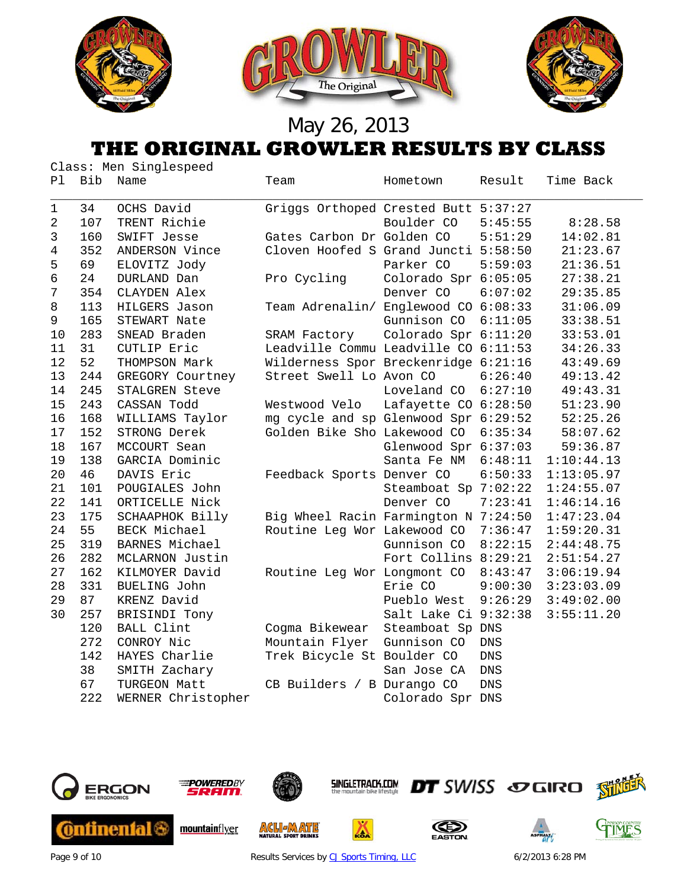May 26, 2013

# THE ORIGINAL GROWLER RESULTS BY CLASS

Class: Men Singlespeed

| Pl | Bib | Name | Team | Hometown | Result | Time Back |
|---|---|---|---|---|---|---|
| 1 | 34 | OCHS David | Griggs Orthoped | Crested Butt | 5:37:27 | |
| 2 | 107 | TRENT Richie | | Boulder CO | 5:45:55 | 8:28.58 |
| 3 | 160 | SWIFT Jesse | Gates Carbon Dr | Golden CO | 5:51:29 | 14:02.81 |
| 4 | 352 | ANDERSON Vince | Cloven Hoofed S | Grand Juncti | 5:58:50 | 21:23.67 |
| 5 | 69 | ELOVITZ Jody | | Parker CO | 5:59:03 | 21:36.51 |
| 6 | 24 | DURLAND Dan | Pro Cycling | Colorado Spr | 6:05:05 | 27:38.21 |
| 7 | 354 | CLAYDEN Alex | | Denver CO | 6:07:02 | 29:35.85 |
| 8 | 113 | HILGERS Jason | Team Adrenalin/ | Englewood CO | 6:08:33 | 31:06.09 |
| 9 | 165 | STEWART Nate | | Gunnison CO | 6:11:05 | 33:38.51 |
| 10 | 283 | SNEAD Braden | SRAM Factory | Colorado Spr | 6:11:20 | 33:53.01 |
| 11 | 31 | CUTLIP Eric | Leadville Commu | Leadville CO | 6:11:53 | 34:26.33 |
| 12 | 52 | THOMPSON Mark | Wilderness Spor | Breckenridge | 6:21:16 | 43:49.69 |
| 13 | 244 | GREGORY Courtney | Street Swell Lo | Avon CO | 6:26:40 | 49:13.42 |
| 14 | 245 | STALGREN Steve | | Loveland CO | 6:27:10 | 49:43.31 |
| 15 | 243 | CASSAN Todd | Westwood Velo | Lafayette CO | 6:28:50 | 51:23.90 |
| 16 | 168 | WILLIAMS Taylor | mg cycle and sp | Glenwood Spr | 6:29:52 | 52:25.26 |
| 17 | 152 | STRONG Derek | Golden Bike Sho | Lakewood CO | 6:35:34 | 58:07.62 |
| 18 | 167 | MCCOURT Sean | | Glenwood Spr | 6:37:03 | 59:36.87 |
| 19 | 138 | GARCIA Dominic | | Santa Fe NM | 6:48:11 | 1:10:44.13 |
| 20 | 46 | DAVIS Eric | Feedback Sports | Denver CO | 6:50:33 | 1:13:05.97 |
| 21 | 101 | POUGIALES John | | Steamboat Sp | 7:02:22 | 1:24:55.07 |
| 22 | 141 | ORTICELLE Nick | | Denver CO | 7:23:41 | 1:46:14.16 |
| 23 | 175 | SCHAAPHOK Billy | Big Wheel Racin | Farmington N | 7:24:50 | 1:47:23.04 |
| 24 | 55 | BECK Michael | Routine Leg Wor | Lakewood CO | 7:36:47 | 1:59:20.31 |
| 25 | 319 | BARNES Michael | | Gunnison CO | 8:22:15 | 2:44:48.75 |
| 26 | 282 | MCLARNON Justin | | Fort Collins | 8:29:21 | 2:51:54.27 |
| 27 | 162 | KILMOYER David | Routine Leg Wor | Longmont CO | 8:43:47 | 3:06:19.94 |
| 28 | 331 | BUELING John | | Erie CO | 9:00:30 | 3:23:03.09 |
| 29 | 87 | KRENZ David | | Pueblo West | 9:26:29 | 3:49:02.00 |
| 30 | 257 | BRISINDI Tony | | Salt Lake Ci | 9:32:38 | 3:55:11.20 |
| | 120 | BALL Clint | Cogma Bikewear | Steamboat Sp | DNS | |
| | 272 | CONROY Nic | Mountain Flyer | Gunnison CO | DNS | |
| | 142 | HAYES Charlie | Trek Bicycle St | Boulder CO | DNS | |
| | 38 | SMITH Zachary | | San Jose CA | DNS | |
| | 67 | TURGEON Matt | CB Builders / B | Durango CO | DNS | |
| | 222 | WERNER Christopher | | Colorado Spr | DNS | |

Results Services by CJ Sports Timing, LLC

6/2/2013 6:28 PM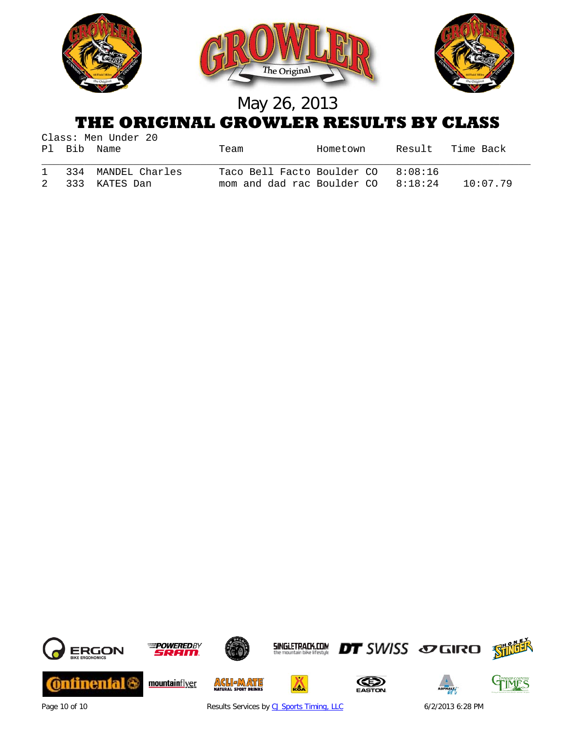May 26, 2013

# THE ORIGINAL GROWLER RESULTS BY CLASS

Class: Men Under 20

| Pl | Bib | Name | Team | Hometown | Result | Time Back |
|---|---|---|---|---|---|---|
| 1 | 334 | MANDEL Charles | Taco Bell Facto | Boulder CO | 8:08:16 | |
| 2 | 333 | KATES Dan | mom and dad rac | Boulder CO | 8:18:24 | 10:07.79 |

Results Services by CJ Sports Timing, LLC

6/2/2013 6:28 PM